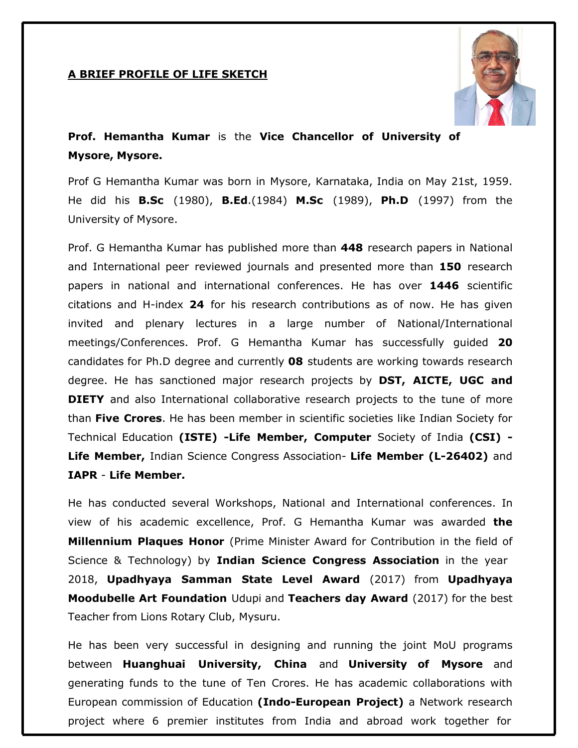## A BRIEF PROFILE OF LIFE SKETCH

**Prof. Hemantha Kumar** is the **Vice Chancellor of University of Mysore, Mysore.**

Prof G Hemantha Kumar was born in Mysore, Karnataka, India on May 21st, 1959. He did his **B.Sc** (1980), **B.Ed**.(1984) **M.Sc** (1989), **Ph.D** (1997) from the University of Mysore.

Prof. G Hemantha Kumar has published more than **448** research papers in National and International peer reviewed journals and presented more than **150** research papers in national and international conferences. He has over **1446** scientific citations and H-index **24** for his research contributions as of now. He has given invited and plenary lectures in a large number of National/International meetings/Conferences. Prof. G Hemantha Kumar has successfully guided **20** candidates for Ph.D degree and currently **08** students are working towards research degree. He has sanctioned major research projects by **DST, AICTE, UGC and DIETY** and also International collaborative research projects to the tune of more than **Five Crores**. He has been member in scientific societies like Indian Society for Technical Education **(ISTE) -Life Member, Computer** Society of India **(CSI) - Life Member,** Indian Science Congress Association- **Life Member (L-26402)** and **IAPR** - **Life Member.**

He has conducted several Workshops, National and International conferences. In view of his academic excellence, Prof. G Hemantha Kumar was awarded **the Millennium Plaques Honor** (Prime Minister Award for Contribution in the field of Science & Technology) by **Indian Science Congress Association** in the year 2018, **Upadhyaya Samman State Level Award** (2017) from **Upadhyaya Moodubelle Art Foundation** Udupi and **Teachers day Award** (2017) for the best Teacher from Lions Rotary Club, Mysuru.

He has been very successful in designing and running the joint MoU programs between **Huanghuai University, China** and **University of Mysore** and generating funds to the tune of Ten Crores. He has academic collaborations with European commission of Education **(Indo-European Project)** a Network research project where 6 premier institutes from India and abroad work together for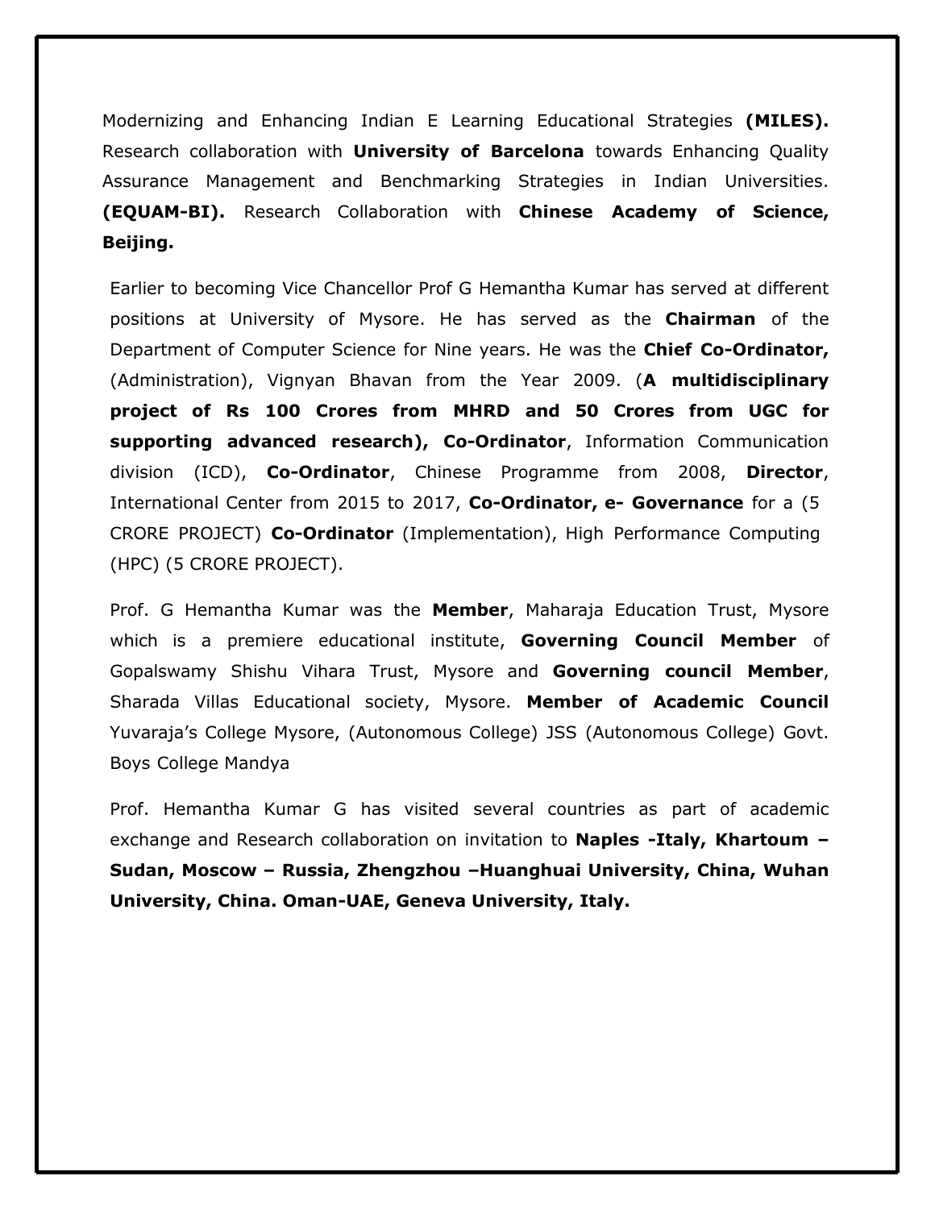Modernizing and Enhancing Indian E Learning Educational Strategies **(MILES).** Research collaboration with **University of Barcelona** towards Enhancing Quality Assurance Management and Benchmarking Strategies in Indian Universities. **(EQUAM-BI).** Research Collaboration with **Chinese Academy of Science, Beijing.**

Earlier to becoming Vice Chancellor Prof G Hemantha Kumar has served at different positions at University of Mysore. He has served as the **Chairman** of the Department of Computer Science for Nine years. He was the **Chief Co-Ordinator,** (Administration), Vignyan Bhavan from the Year 2009. (**A multidisciplinary project of Rs 100 Crores from MHRD and 50 Crores from UGC for supporting advanced research), Co-Ordinator**, Information Communication division (ICD), **Co-Ordinator**, Chinese Programme from 2008, **Director**, International Center from 2015 to 2017, **Co-Ordinator, e- Governance** for a (5 CRORE PROJECT) **Co-Ordinator** (Implementation), High Performance Computing (HPC) (5 CRORE PROJECT).

Prof. G Hemantha Kumar was the **Member**, Maharaja Education Trust, Mysore which is a premiere educational institute, **Governing Council Member** of Gopalswamy Shishu Vihara Trust, Mysore and **Governing council Member**, Sharada Villas Educational society, Mysore. **Member of Academic Council** Yuvaraja's College Mysore, (Autonomous College) JSS (Autonomous College) Govt. Boys College Mandya

Prof. Hemantha Kumar G has visited several countries as part of academic exchange and Research collaboration on invitation to **Naples -Italy, Khartoum – Sudan, Moscow – Russia, Zhengzhou –Huanghuai University, China, Wuhan University, China. Oman-UAE, Geneva University, Italy.**